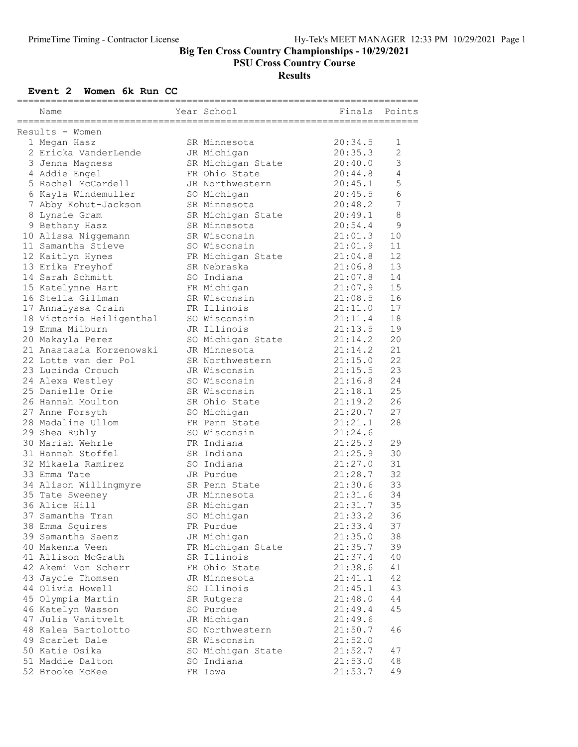# Big Ten Cross Country Championships - 10/29/2021

## PSU Cross Country Course

## Results

### Event 2 Women 6k Run CC

Results - Women

| Place | Name | Year | School | Finals | Points |
|---|---|---|---|---|---|
| 1 | Megan Hasz | SR | Minnesota | 20:34.5 | 1 |
| 2 | Ericka VanderLende | JR | Michigan | 20:35.3 | 2 |
| 3 | Jenna Magness | SR | Michigan State | 20:40.0 | 3 |
| 4 | Addie Engel | FR | Ohio State | 20:44.8 | 4 |
| 5 | Rachel McCardell | JR | Northwestern | 20:45.1 | 5 |
| 6 | Kayla Windemuller | SO | Michigan | 20:45.5 | 6 |
| 7 | Abby Kohut-Jackson | SR | Minnesota | 20:48.2 | 7 |
| 8 | Lynsie Gram | SR | Michigan State | 20:49.1 | 8 |
| 9 | Bethany Hasz | SR | Minnesota | 20:54.4 | 9 |
| 10 | Alissa Niggemann | SR | Wisconsin | 21:01.3 | 10 |
| 11 | Samantha Stieve | SO | Wisconsin | 21:01.9 | 11 |
| 12 | Kaitlyn Hynes | FR | Michigan State | 21:04.8 | 12 |
| 13 | Erika Freyhof | SR | Nebraska | 21:06.8 | 13 |
| 14 | Sarah Schmitt | SO | Indiana | 21:07.8 | 14 |
| 15 | Katelynne Hart | FR | Michigan | 21:07.9 | 15 |
| 16 | Stella Gillman | SR | Wisconsin | 21:08.5 | 16 |
| 17 | Annalyssa Crain | FR | Illinois | 21:11.0 | 17 |
| 18 | Victoria Heiligenthal | SO | Wisconsin | 21:11.4 | 18 |
| 19 | Emma Milburn | JR | Illinois | 21:13.5 | 19 |
| 20 | Makayla Perez | SO | Michigan State | 21:14.2 | 20 |
| 21 | Anastasia Korzenowski | JR | Minnesota | 21:14.2 | 21 |
| 22 | Lotte van der Pol | SR | Northwestern | 21:15.0 | 22 |
| 23 | Lucinda Crouch | JR | Wisconsin | 21:15.5 | 23 |
| 24 | Alexa Westley | SO | Wisconsin | 21:16.8 | 24 |
| 25 | Danielle Orie | SR | Wisconsin | 21:18.1 | 25 |
| 26 | Hannah Moulton | SR | Ohio State | 21:19.2 | 26 |
| 27 | Anne Forsyth | SO | Michigan | 21:20.7 | 27 |
| 28 | Madaline Ullom | FR | Penn State | 21:21.1 | 28 |
| 29 | Shea Ruhly | SO | Wisconsin | 21:24.6 | |
| 30 | Mariah Wehrle | FR | Indiana | 21:25.3 | 29 |
| 31 | Hannah Stoffel | SR | Indiana | 21:25.9 | 30 |
| 32 | Mikaela Ramirez | SO | Indiana | 21:27.0 | 31 |
| 33 | Emma Tate | JR | Purdue | 21:28.7 | 32 |
| 34 | Alison Willingmyre | SR | Penn State | 21:30.6 | 33 |
| 35 | Tate Sweeney | JR | Minnesota | 21:31.6 | 34 |
| 36 | Alice Hill | SR | Michigan | 21:31.7 | 35 |
| 37 | Samantha Tran | SO | Michigan | 21:33.2 | 36 |
| 38 | Emma Squires | FR | Purdue | 21:33.4 | 37 |
| 39 | Samantha Saenz | JR | Michigan | 21:35.0 | 38 |
| 40 | Makenna Veen | FR | Michigan State | 21:35.7 | 39 |
| 41 | Allison McGrath | SR | Illinois | 21:37.4 | 40 |
| 42 | Akemi Von Scherr | FR | Ohio State | 21:38.6 | 41 |
| 43 | Jaycie Thomsen | JR | Minnesota | 21:41.1 | 42 |
| 44 | Olivia Howell | SO | Illinois | 21:45.1 | 43 |
| 45 | Olympia Martin | SR | Rutgers | 21:48.0 | 44 |
| 46 | Katelyn Wasson | SO | Purdue | 21:49.4 | 45 |
| 47 | Julia Vanitvelt | JR | Michigan | 21:49.6 | |
| 48 | Kalea Bartolotto | SO | Northwestern | 21:50.7 | 46 |
| 49 | Scarlet Dale | SR | Wisconsin | 21:52.0 | |
| 50 | Katie Osika | SO | Michigan State | 21:52.7 | 47 |
| 51 | Maddie Dalton | SO | Indiana | 21:53.0 | 48 |
| 52 | Brooke McKee | FR | Iowa | 21:53.7 | 49 |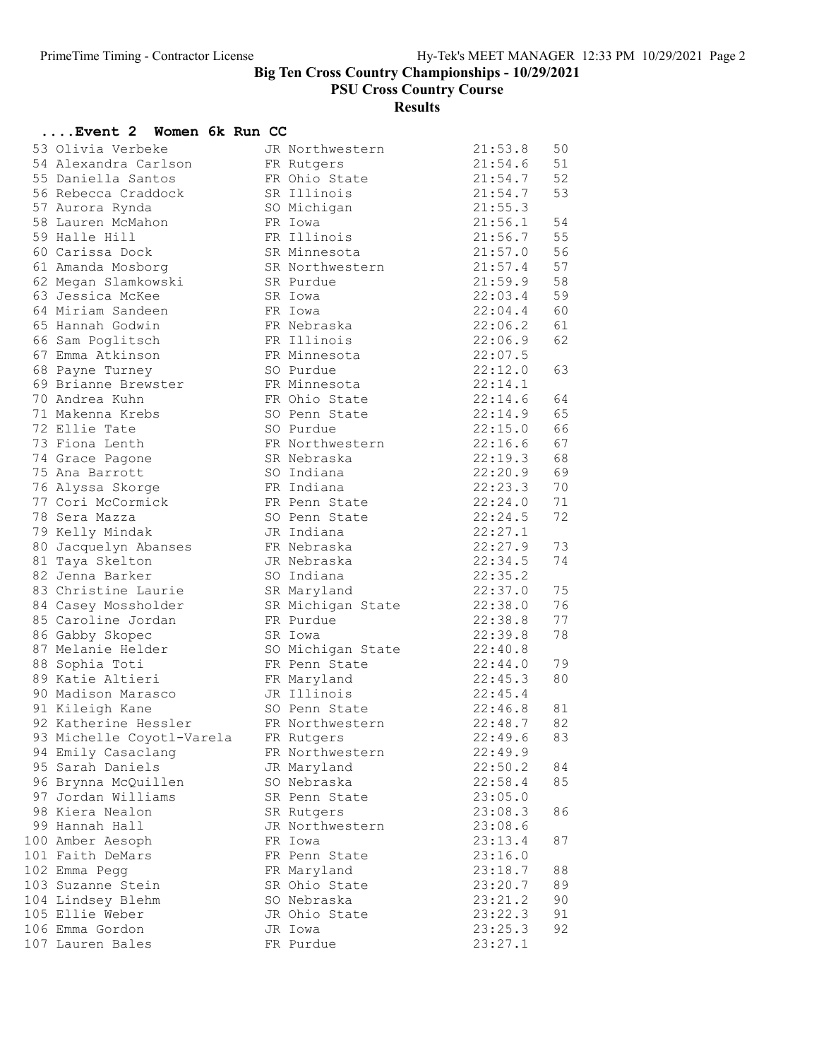# Big Ten Cross Country Championships - 10/29/2021

## PSU Cross Country Course

### Results

#### ....Event 2 Women 6k Run CC

| Place | Name | Yr | School | Time | Points |
|---|---|---|---|---|---|
| 53 | Olivia Verbeke | JR | Northwestern | 21:53.8 | 50 |
| 54 | Alexandra Carlson | FR | Rutgers | 21:54.6 | 51 |
| 55 | Daniella Santos | FR | Ohio State | 21:54.7 | 52 |
| 56 | Rebecca Craddock | SR | Illinois | 21:54.7 | 53 |
| 57 | Aurora Rynda | SO | Michigan | 21:55.3 | |
| 58 | Lauren McMahon | FR | Iowa | 21:56.1 | 54 |
| 59 | Halle Hill | FR | Illinois | 21:56.7 | 55 |
| 60 | Carissa Dock | SR | Minnesota | 21:57.0 | 56 |
| 61 | Amanda Mosborg | SR | Northwestern | 21:57.4 | 57 |
| 62 | Megan Slamkowski | SR | Purdue | 21:59.9 | 58 |
| 63 | Jessica McKee | SR | Iowa | 22:03.4 | 59 |
| 64 | Miriam Sandeen | FR | Iowa | 22:04.4 | 60 |
| 65 | Hannah Godwin | FR | Nebraska | 22:06.2 | 61 |
| 66 | Sam Poglitsch | FR | Illinois | 22:06.9 | 62 |
| 67 | Emma Atkinson | FR | Minnesota | 22:07.5 | |
| 68 | Payne Turney | SO | Purdue | 22:12.0 | 63 |
| 69 | Brianne Brewster | FR | Minnesota | 22:14.1 | |
| 70 | Andrea Kuhn | FR | Ohio State | 22:14.6 | 64 |
| 71 | Makenna Krebs | SO | Penn State | 22:14.9 | 65 |
| 72 | Ellie Tate | SO | Purdue | 22:15.0 | 66 |
| 73 | Fiona Lenth | FR | Northwestern | 22:16.6 | 67 |
| 74 | Grace Pagone | SR | Nebraska | 22:19.3 | 68 |
| 75 | Ana Barrott | SO | Indiana | 22:20.9 | 69 |
| 76 | Alyssa Skorge | FR | Indiana | 22:23.3 | 70 |
| 77 | Cori McCormick | FR | Penn State | 22:24.0 | 71 |
| 78 | Sera Mazza | SO | Penn State | 22:24.5 | 72 |
| 79 | Kelly Mindak | JR | Indiana | 22:27.1 | |
| 80 | Jacquelyn Abanses | FR | Nebraska | 22:27.9 | 73 |
| 81 | Taya Skelton | JR | Nebraska | 22:34.5 | 74 |
| 82 | Jenna Barker | SO | Indiana | 22:35.2 | |
| 83 | Christine Laurie | SR | Maryland | 22:37.0 | 75 |
| 84 | Casey Mossholder | SR | Michigan State | 22:38.0 | 76 |
| 85 | Caroline Jordan | FR | Purdue | 22:38.8 | 77 |
| 86 | Gabby Skopec | SR | Iowa | 22:39.8 | 78 |
| 87 | Melanie Helder | SO | Michigan State | 22:40.8 | |
| 88 | Sophia Toti | FR | Penn State | 22:44.0 | 79 |
| 89 | Katie Altieri | FR | Maryland | 22:45.3 | 80 |
| 90 | Madison Marasco | JR | Illinois | 22:45.4 | |
| 91 | Kileigh Kane | SO | Penn State | 22:46.8 | 81 |
| 92 | Katherine Hessler | FR | Northwestern | 22:48.7 | 82 |
| 93 | Michelle Coyotl-Varela | FR | Rutgers | 22:49.6 | 83 |
| 94 | Emily Casaclang | FR | Northwestern | 22:49.9 | |
| 95 | Sarah Daniels | JR | Maryland | 22:50.2 | 84 |
| 96 | Brynna McQuillen | SO | Nebraska | 22:58.4 | 85 |
| 97 | Jordan Williams | SR | Penn State | 23:05.0 | |
| 98 | Kiera Nealon | SR | Rutgers | 23:08.3 | 86 |
| 99 | Hannah Hall | JR | Northwestern | 23:08.6 | |
| 100 | Amber Aesoph | FR | Iowa | 23:13.4 | 87 |
| 101 | Faith DeMars | FR | Penn State | 23:16.0 | |
| 102 | Emma Pegg | FR | Maryland | 23:18.7 | 88 |
| 103 | Suzanne Stein | SR | Ohio State | 23:20.7 | 89 |
| 104 | Lindsey Blehm | SO | Nebraska | 23:21.2 | 90 |
| 105 | Ellie Weber | JR | Ohio State | 23:22.3 | 91 |
| 106 | Emma Gordon | JR | Iowa | 23:25.3 | 92 |
| 107 | Lauren Bales | FR | Purdue | 23:27.1 | |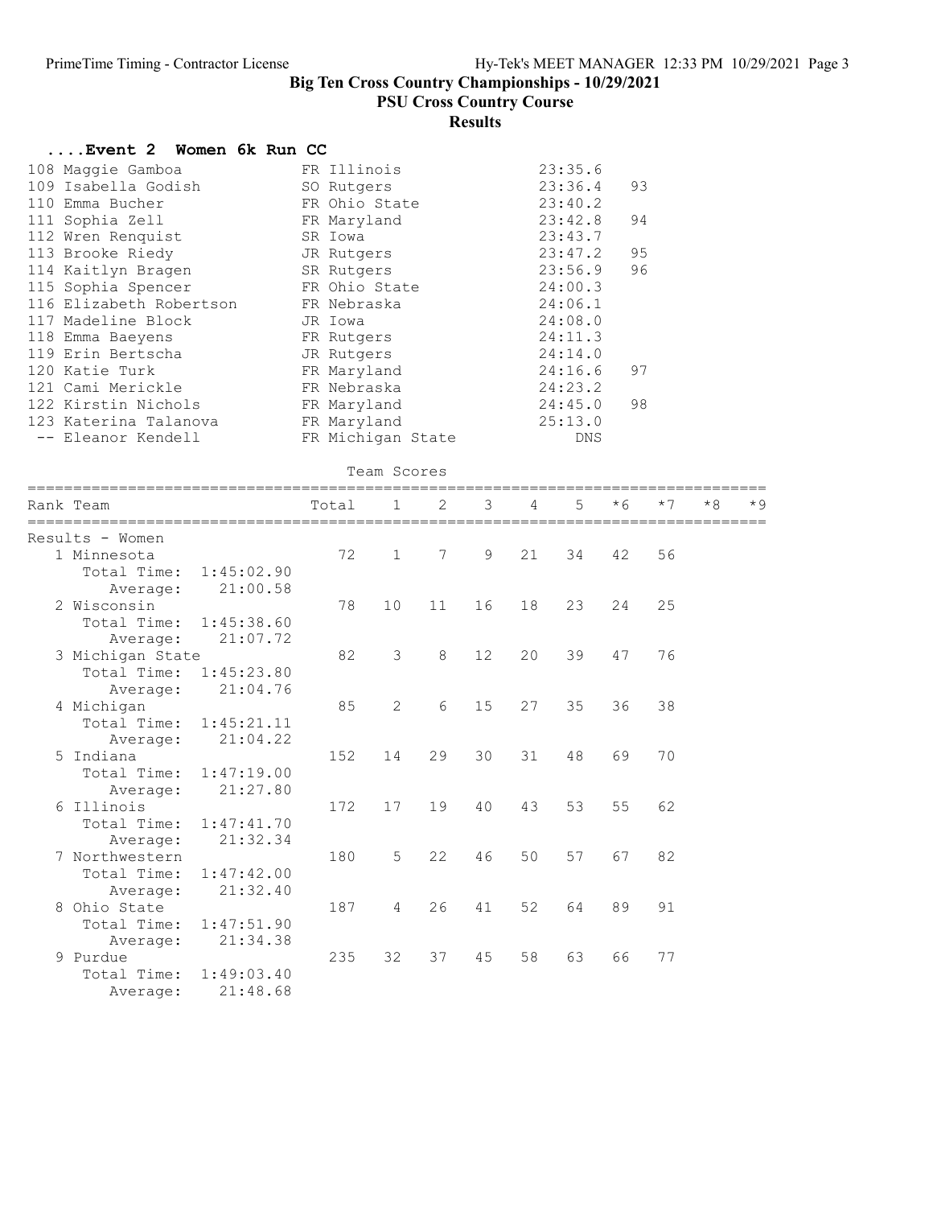# Big Ten Cross Country Championships - 10/29/2021

## PSU Cross Country Course

### Results

#### ....Event 2 Women 6k Run CC

| Place | Name | Year | School | Time | Points |
|---|---|---|---|---|---|
| 108 | Maggie Gamboa | FR | Illinois | 23:35.6 | |
| 109 | Isabella Godish | SO | Rutgers | 23:36.4 | 93 |
| 110 | Emma Bucher | FR | Ohio State | 23:40.2 | |
| 111 | Sophia Zell | FR | Maryland | 23:42.8 | 94 |
| 112 | Wren Renquist | SR | Iowa | 23:43.7 | |
| 113 | Brooke Riedy | JR | Rutgers | 23:47.2 | 95 |
| 114 | Kaitlyn Bragen | SR | Rutgers | 23:56.9 | 96 |
| 115 | Sophia Spencer | FR | Ohio State | 24:00.3 | |
| 116 | Elizabeth Robertson | FR | Nebraska | 24:06.1 | |
| 117 | Madeline Block | JR | Iowa | 24:08.0 | |
| 118 | Emma Baeyens | FR | Rutgers | 24:11.3 | |
| 119 | Erin Bertscha | JR | Rutgers | 24:14.0 | |
| 120 | Katie Turk | FR | Maryland | 24:16.6 | 97 |
| 121 | Cami Merickle | FR | Nebraska | 24:23.2 | |
| 122 | Kirstin Nichols | FR | Maryland | 24:45.0 | 98 |
| 123 | Katerina Talanova | FR | Maryland | 25:13.0 | |
| -- | Eleanor Kendell | FR | Michigan State | DNS | |

Team Scores

| Rank | Team | Total | 1 | 2 | 3 | 4 | 5 | *6 | *7 | *8 | *9 |
|---|---|---|---|---|---|---|---|---|---|---|---|
| Results - Women | | | | | | | | | | | |
| 1 | Minnesota | 72 | 1 | 7 | 9 | 21 | 34 | 42 | 56 | | |
| | Total Time: 1:45:02.90 | | | | | | | | | | |
| | Average: 21:00.58 | | | | | | | | | | |
| 2 | Wisconsin | 78 | 10 | 11 | 16 | 18 | 23 | 24 | 25 | | |
| | Total Time: 1:45:38.60 | | | | | | | | | | |
| | Average: 21:07.72 | | | | | | | | | | |
| 3 | Michigan State | 82 | 3 | 8 | 12 | 20 | 39 | 47 | 76 | | |
| | Total Time: 1:45:23.80 | | | | | | | | | | |
| | Average: 21:04.76 | | | | | | | | | | |
| 4 | Michigan | 85 | 2 | 6 | 15 | 27 | 35 | 36 | 38 | | |
| | Total Time: 1:45:21.11 | | | | | | | | | | |
| | Average: 21:04.22 | | | | | | | | | | |
| 5 | Indiana | 152 | 14 | 29 | 30 | 31 | 48 | 69 | 70 | | |
| | Total Time: 1:47:19.00 | | | | | | | | | | |
| | Average: 21:27.80 | | | | | | | | | | |
| 6 | Illinois | 172 | 17 | 19 | 40 | 43 | 53 | 55 | 62 | | |
| | Total Time: 1:47:41.70 | | | | | | | | | | |
| | Average: 21:32.34 | | | | | | | | | | |
| 7 | Northwestern | 180 | 5 | 22 | 46 | 50 | 57 | 67 | 82 | | |
| | Total Time: 1:47:42.00 | | | | | | | | | | |
| | Average: 21:32.40 | | | | | | | | | | |
| 8 | Ohio State | 187 | 4 | 26 | 41 | 52 | 64 | 89 | 91 | | |
| | Total Time: 1:47:51.90 | | | | | | | | | | |
| | Average: 21:34.38 | | | | | | | | | | |
| 9 | Purdue | 235 | 32 | 37 | 45 | 58 | 63 | 66 | 77 | | |
| | Total Time: 1:49:03.40 | | | | | | | | | | |
| | Average: 21:48.68 | | | | | | | | | | |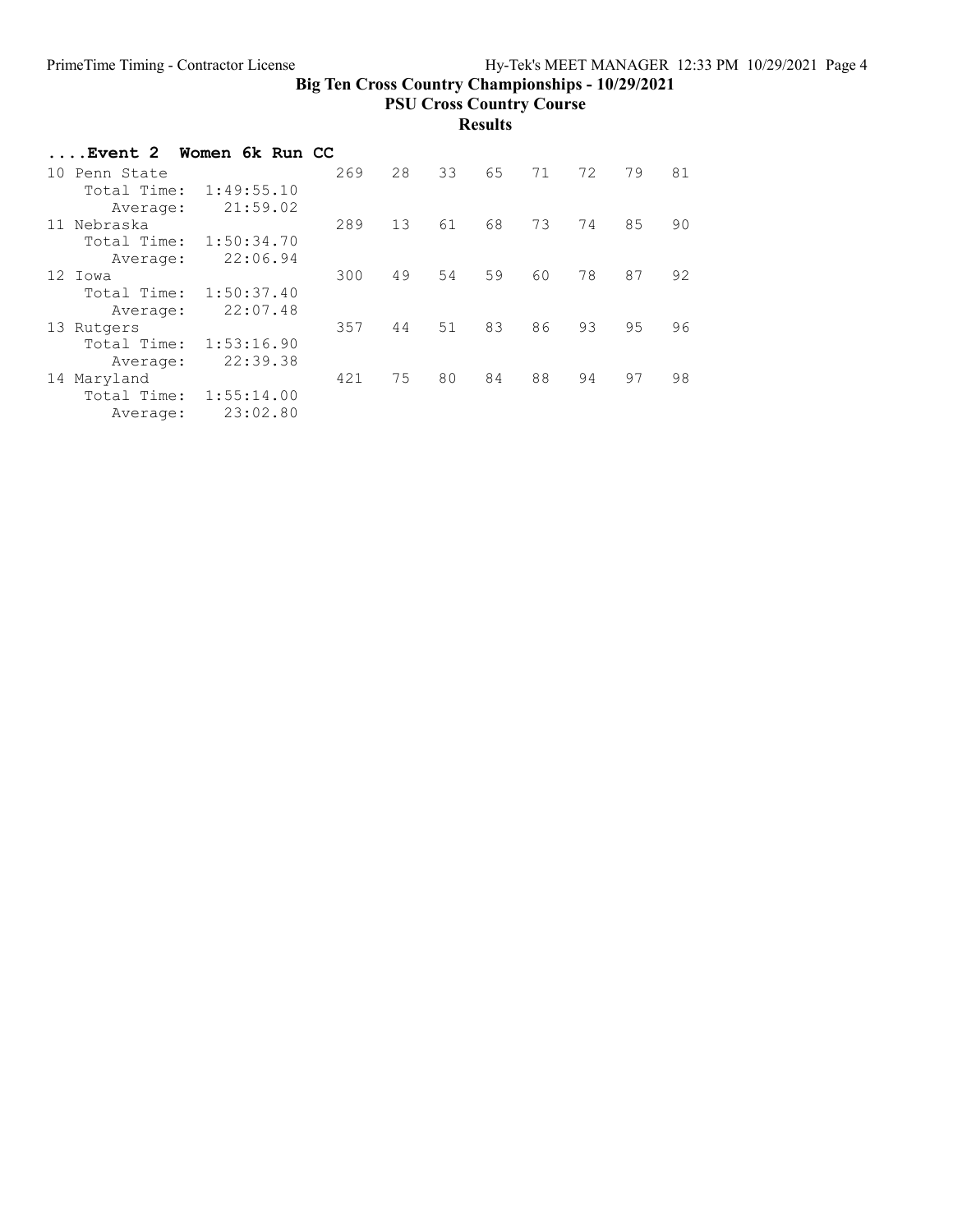# Big Ten Cross Country Championships - 10/29/2021

## PSU Cross Country Course

## Results

### ....Event 2 Women 6k Run CC

| | | | | | | | | | |
|---|---|---|---|---|---|---|---|---|---|
| 10 Penn State | | 269 | 28 | 33 | 65 | 71 | 72 | 79 | 81 |
| Total Time: | 1:49:55.10 | | | | | | | | |
| Average: | 21:59.02 | | | | | | | | |
| 11 Nebraska | | 289 | 13 | 61 | 68 | 73 | 74 | 85 | 90 |
| Total Time: | 1:50:34.70 | | | | | | | | |
| Average: | 22:06.94 | | | | | | | | |
| 12 Iowa | | 300 | 49 | 54 | 59 | 60 | 78 | 87 | 92 |
| Total Time: | 1:50:37.40 | | | | | | | | |
| Average: | 22:07.48 | | | | | | | | |
| 13 Rutgers | | 357 | 44 | 51 | 83 | 86 | 93 | 95 | 96 |
| Total Time: | 1:53:16.90 | | | | | | | | |
| Average: | 22:39.38 | | | | | | | | |
| 14 Maryland | | 421 | 75 | 80 | 84 | 88 | 94 | 97 | 98 |
| Total Time: | 1:55:14.00 | | | | | | | | |
| Average: | 23:02.80 | | | | | | | | |